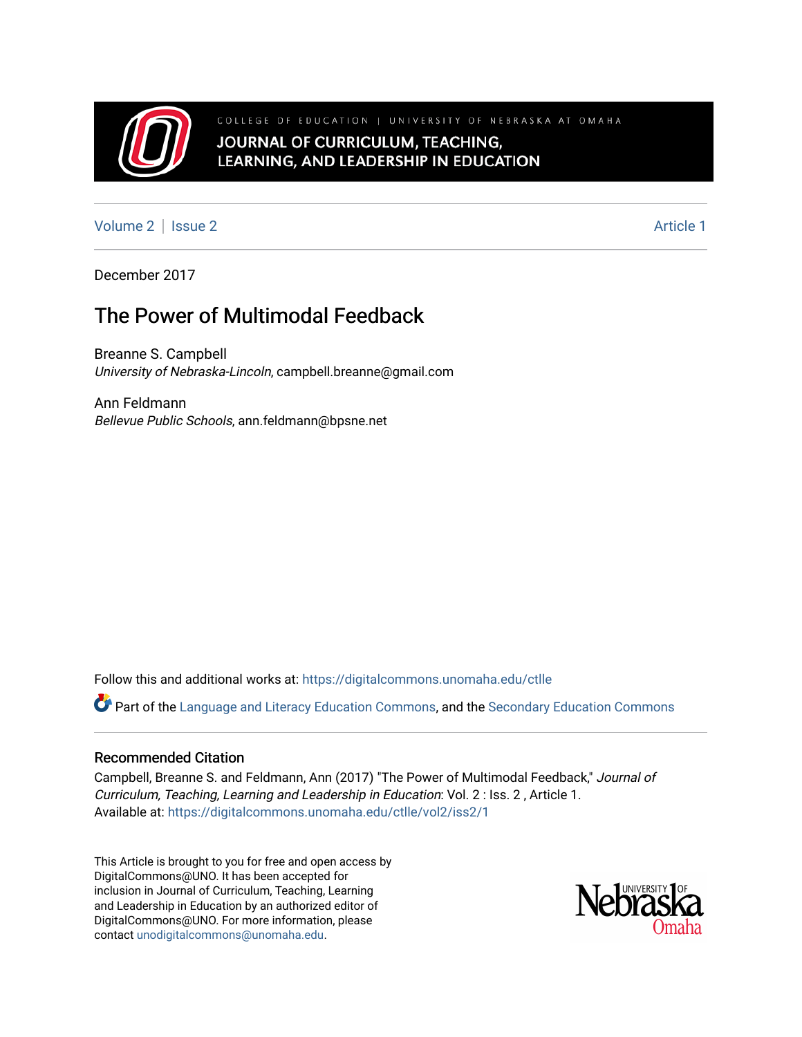COLLEGE OF EDUCATION | UNIVERSITY OF NEBRASKA AT OMAHA

JOURNAL OF CURRICULUM, TEACHING, LEARNING, AND LEADERSHIP IN EDUCATION

Volume 2 | Issue 2 Article 1

December 2017

# The Power of Multimodal Feedback

Breanne S. Campbell
*University of Nebraska-Lincoln*, campbell.breanne@gmail.com

Ann Feldmann
*Bellevue Public Schools*, ann.feldmann@bpsne.net

Follow this and additional works at: https://digitalcommons.unomaha.edu/ctlle

Part of the Language and Literacy Education Commons, and the Secondary Education Commons

## Recommended Citation

Campbell, Breanne S. and Feldmann, Ann (2017) "The Power of Multimodal Feedback," *Journal of Curriculum, Teaching, Learning and Leadership in Education*: Vol. 2 : Iss. 2 , Article 1.
Available at: https://digitalcommons.unomaha.edu/ctlle/vol2/iss2/1

This Article is brought to you for free and open access by DigitalCommons@UNO. It has been accepted for inclusion in Journal of Curriculum, Teaching, Learning and Leadership in Education by an authorized editor of DigitalCommons@UNO. For more information, please contact unodigitalcommons@unomaha.edu.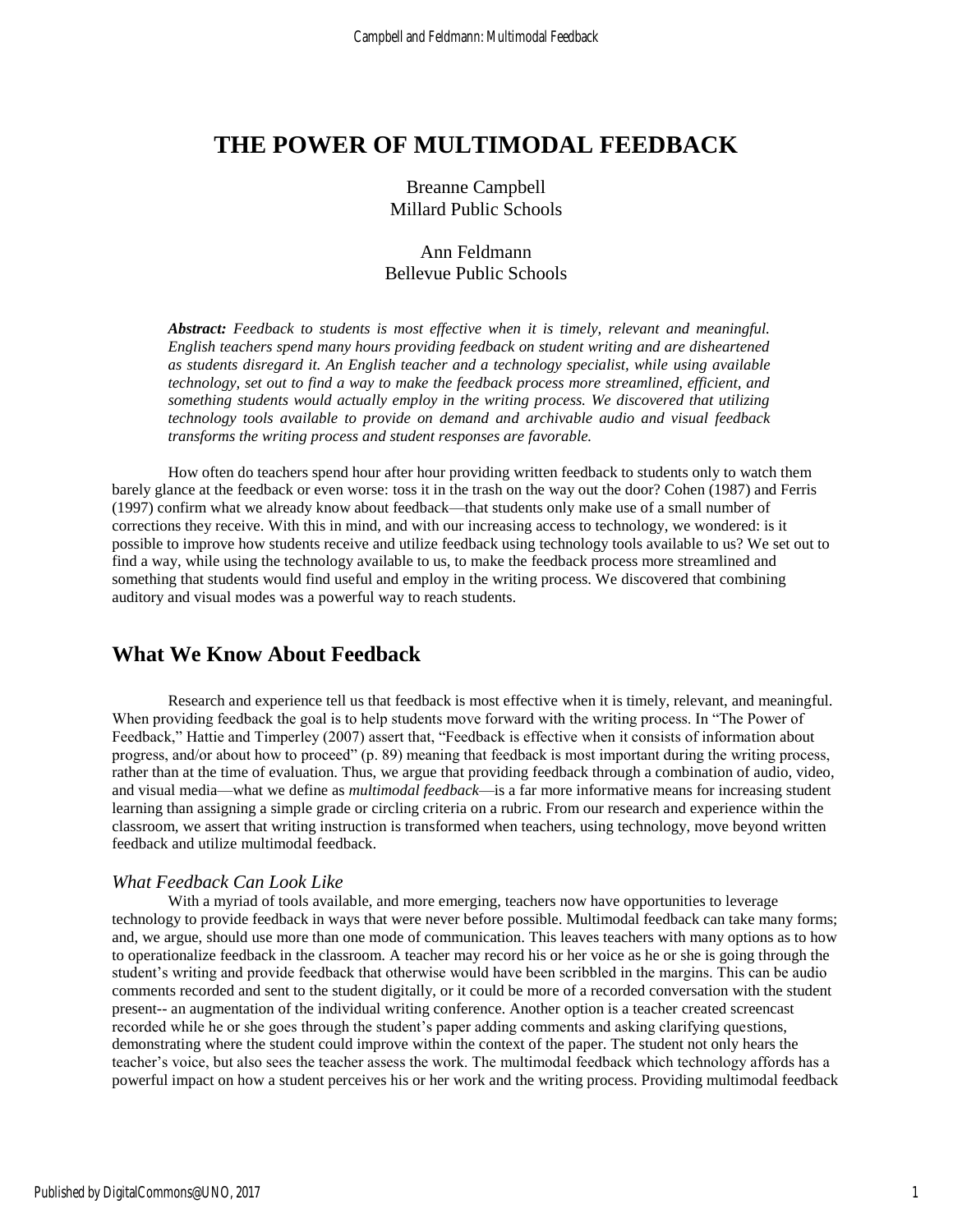# THE POWER OF MULTIMODAL FEEDBACK

Breanne Campbell
Millard Public Schools

Ann Feldmann
Bellevue Public Schools

***Abstract:*** *Feedback to students is most effective when it is timely, relevant and meaningful. English teachers spend many hours providing feedback on student writing and are disheartened as students disregard it. An English teacher and a technology specialist, while using available technology, set out to find a way to make the feedback process more streamlined, efficient, and something students would actually employ in the writing process. We discovered that utilizing technology tools available to provide on demand and archivable audio and visual feedback transforms the writing process and student responses are favorable.*

How often do teachers spend hour after hour providing written feedback to students only to watch them barely glance at the feedback or even worse: toss it in the trash on the way out the door? Cohen (1987) and Ferris (1997) confirm what we already know about feedback—that students only make use of a small number of corrections they receive. With this in mind, and with our increasing access to technology, we wondered: is it possible to improve how students receive and utilize feedback using technology tools available to us? We set out to find a way, while using the technology available to us, to make the feedback process more streamlined and something that students would find useful and employ in the writing process. We discovered that combining auditory and visual modes was a powerful way to reach students.

## What We Know About Feedback

Research and experience tell us that feedback is most effective when it is timely, relevant, and meaningful. When providing feedback the goal is to help students move forward with the writing process. In "The Power of Feedback," Hattie and Timperley (2007) assert that, "Feedback is effective when it consists of information about progress, and/or about how to proceed" (p. 89) meaning that feedback is most important during the writing process, rather than at the time of evaluation. Thus, we argue that providing feedback through a combination of audio, video, and visual media—what we define as *multimodal feedback*—is a far more informative means for increasing student learning than assigning a simple grade or circling criteria on a rubric. From our research and experience within the classroom, we assert that writing instruction is transformed when teachers, using technology, move beyond written feedback and utilize multimodal feedback.

### *What Feedback Can Look Like*

With a myriad of tools available, and more emerging, teachers now have opportunities to leverage technology to provide feedback in ways that were never before possible. Multimodal feedback can take many forms; and, we argue, should use more than one mode of communication. This leaves teachers with many options as to how to operationalize feedback in the classroom. A teacher may record his or her voice as he or she is going through the student's writing and provide feedback that otherwise would have been scribbled in the margins. This can be audio comments recorded and sent to the student digitally, or it could be more of a recorded conversation with the student present-- an augmentation of the individual writing conference. Another option is a teacher created screencast recorded while he or she goes through the student's paper adding comments and asking clarifying questions, demonstrating where the student could improve within the context of the paper. The student not only hears the teacher's voice, but also sees the teacher assess the work. The multimodal feedback which technology affords has a powerful impact on how a student perceives his or her work and the writing process. Providing multimodal feedback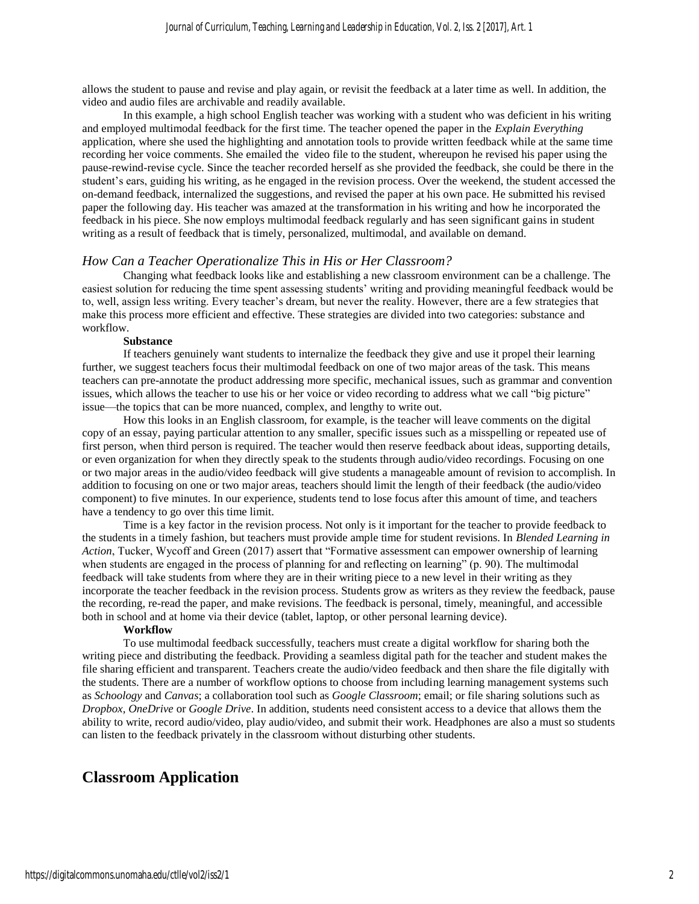allows the student to pause and revise and play again, or revisit the feedback at a later time as well. In addition, the video and audio files are archivable and readily available.

In this example, a high school English teacher was working with a student who was deficient in his writing and employed multimodal feedback for the first time. The teacher opened the paper in the *Explain Everything* application, where she used the highlighting and annotation tools to provide written feedback while at the same time recording her voice comments. She emailed the video file to the student, whereupon he revised his paper using the pause-rewind-revise cycle. Since the teacher recorded herself as she provided the feedback, she could be there in the student's ears, guiding his writing, as he engaged in the revision process. Over the weekend, the student accessed the on-demand feedback, internalized the suggestions, and revised the paper at his own pace. He submitted his revised paper the following day. His teacher was amazed at the transformation in his writing and how he incorporated the feedback in his piece. She now employs multimodal feedback regularly and has seen significant gains in student writing as a result of feedback that is timely, personalized, multimodal, and available on demand.

### *How Can a Teacher Operationalize This in His or Her Classroom?*

Changing what feedback looks like and establishing a new classroom environment can be a challenge. The easiest solution for reducing the time spent assessing students' writing and providing meaningful feedback would be to, well, assign less writing. Every teacher's dream, but never the reality. However, there are a few strategies that make this process more efficient and effective. These strategies are divided into two categories: substance and workflow.

**Substance**

If teachers genuinely want students to internalize the feedback they give and use it propel their learning further, we suggest teachers focus their multimodal feedback on one of two major areas of the task. This means teachers can pre-annotate the product addressing more specific, mechanical issues, such as grammar and convention issues, which allows the teacher to use his or her voice or video recording to address what we call "big picture" issue—the topics that can be more nuanced, complex, and lengthy to write out.

How this looks in an English classroom, for example, is the teacher will leave comments on the digital copy of an essay, paying particular attention to any smaller, specific issues such as a misspelling or repeated use of first person, when third person is required. The teacher would then reserve feedback about ideas, supporting details, or even organization for when they directly speak to the students through audio/video recordings. Focusing on one or two major areas in the audio/video feedback will give students a manageable amount of revision to accomplish. In addition to focusing on one or two major areas, teachers should limit the length of their feedback (the audio/video component) to five minutes. In our experience, students tend to lose focus after this amount of time, and teachers have a tendency to go over this time limit.

Time is a key factor in the revision process. Not only is it important for the teacher to provide feedback to the students in a timely fashion, but teachers must provide ample time for student revisions. In *Blended Learning in Action*, Tucker, Wycoff and Green (2017) assert that "Formative assessment can empower ownership of learning when students are engaged in the process of planning for and reflecting on learning" (p. 90). The multimodal feedback will take students from where they are in their writing piece to a new level in their writing as they incorporate the teacher feedback in the revision process. Students grow as writers as they review the feedback, pause the recording, re-read the paper, and make revisions. The feedback is personal, timely, meaningful, and accessible both in school and at home via their device (tablet, laptop, or other personal learning device).

**Workflow**

To use multimodal feedback successfully, teachers must create a digital workflow for sharing both the writing piece and distributing the feedback. Providing a seamless digital path for the teacher and student makes the file sharing efficient and transparent. Teachers create the audio/video feedback and then share the file digitally with the students. There are a number of workflow options to choose from including learning management systems such as *Schoology* and *Canvas*; a collaboration tool such as *Google Classroom*; email; or file sharing solutions such as *Dropbox, OneDrive* or *Google Drive*. In addition, students need consistent access to a device that allows them the ability to write, record audio/video, play audio/video, and submit their work. Headphones are also a must so students can listen to the feedback privately in the classroom without disturbing other students.

## Classroom Application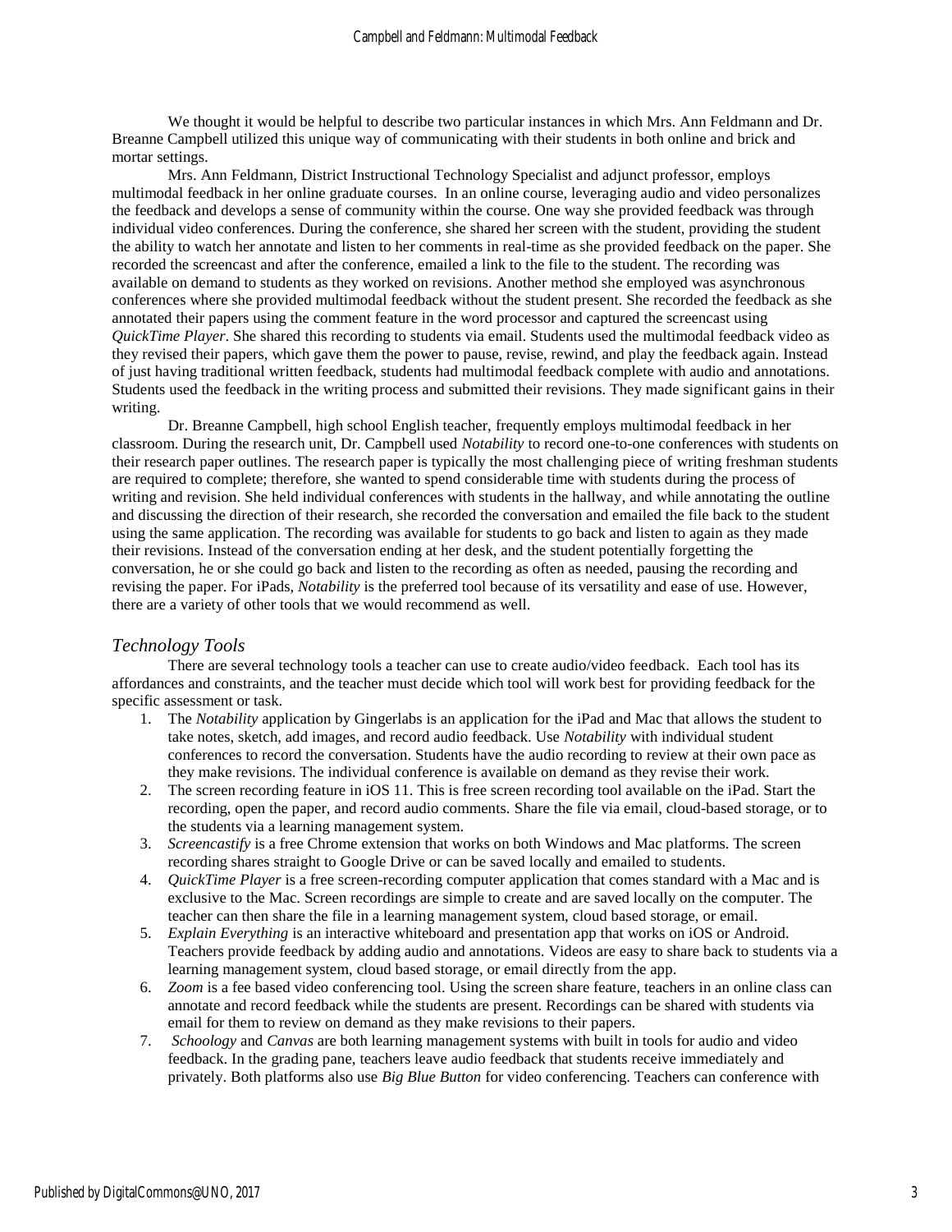We thought it would be helpful to describe two particular instances in which Mrs. Ann Feldmann and Dr. Breanne Campbell utilized this unique way of communicating with their students in both online and brick and mortar settings.

Mrs. Ann Feldmann, District Instructional Technology Specialist and adjunct professor, employs multimodal feedback in her online graduate courses. In an online course, leveraging audio and video personalizes the feedback and develops a sense of community within the course. One way she provided feedback was through individual video conferences. During the conference, she shared her screen with the student, providing the student the ability to watch her annotate and listen to her comments in real-time as she provided feedback on the paper. She recorded the screencast and after the conference, emailed a link to the file to the student. The recording was available on demand to students as they worked on revisions. Another method she employed was asynchronous conferences where she provided multimodal feedback without the student present. She recorded the feedback as she annotated their papers using the comment feature in the word processor and captured the screencast using *QuickTime Player*. She shared this recording to students via email. Students used the multimodal feedback video as they revised their papers, which gave them the power to pause, revise, rewind, and play the feedback again. Instead of just having traditional written feedback, students had multimodal feedback complete with audio and annotations. Students used the feedback in the writing process and submitted their revisions. They made significant gains in their writing.

Dr. Breanne Campbell, high school English teacher, frequently employs multimodal feedback in her classroom. During the research unit, Dr. Campbell used *Notability* to record one-to-one conferences with students on their research paper outlines. The research paper is typically the most challenging piece of writing freshman students are required to complete; therefore, she wanted to spend considerable time with students during the process of writing and revision. She held individual conferences with students in the hallway, and while annotating the outline and discussing the direction of their research, she recorded the conversation and emailed the file back to the student using the same application. The recording was available for students to go back and listen to again as they made their revisions. Instead of the conversation ending at her desk, and the student potentially forgetting the conversation, he or she could go back and listen to the recording as often as needed, pausing the recording and revising the paper. For iPads, *Notability* is the preferred tool because of its versatility and ease of use. However, there are a variety of other tools that we would recommend as well.

### *Technology Tools*

There are several technology tools a teacher can use to create audio/video feedback. Each tool has its affordances and constraints, and the teacher must decide which tool will work best for providing feedback for the specific assessment or task.

1. The *Notability* application by Gingerlabs is an application for the iPad and Mac that allows the student to take notes, sketch, add images, and record audio feedback. Use *Notability* with individual student conferences to record the conversation. Students have the audio recording to review at their own pace as they make revisions. The individual conference is available on demand as they revise their work.
2. The screen recording feature in iOS 11. This is free screen recording tool available on the iPad. Start the recording, open the paper, and record audio comments. Share the file via email, cloud-based storage, or to the students via a learning management system.
3. *Screencastify* is a free Chrome extension that works on both Windows and Mac platforms. The screen recording shares straight to Google Drive or can be saved locally and emailed to students.
4. *QuickTime Player* is a free screen-recording computer application that comes standard with a Mac and is exclusive to the Mac. Screen recordings are simple to create and are saved locally on the computer. The teacher can then share the file in a learning management system, cloud based storage, or email.
5. *Explain Everything* is an interactive whiteboard and presentation app that works on iOS or Android. Teachers provide feedback by adding audio and annotations. Videos are easy to share back to students via a learning management system, cloud based storage, or email directly from the app.
6. *Zoom* is a fee based video conferencing tool. Using the screen share feature, teachers in an online class can annotate and record feedback while the students are present. Recordings can be shared with students via email for them to review on demand as they make revisions to their papers.
7. *Schoology* and *Canvas* are both learning management systems with built in tools for audio and video feedback. In the grading pane, teachers leave audio feedback that students receive immediately and privately. Both platforms also use *Big Blue Button* for video conferencing. Teachers can conference with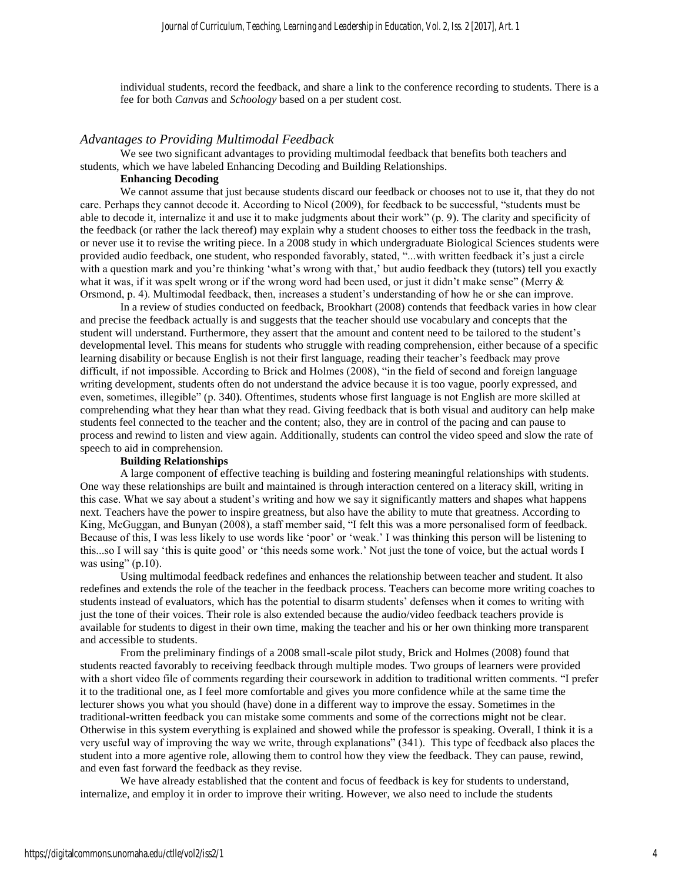individual students, record the feedback, and share a link to the conference recording to students. There is a fee for both *Canvas* and *Schoology* based on a per student cost.

## *Advantages to Providing Multimodal Feedback*

We see two significant advantages to providing multimodal feedback that benefits both teachers and students, which we have labeled Enhancing Decoding and Building Relationships.

**Enhancing Decoding**

We cannot assume that just because students discard our feedback or chooses not to use it, that they do not care. Perhaps they cannot decode it. According to Nicol (2009), for feedback to be successful, "students must be able to decode it, internalize it and use it to make judgments about their work" (p. 9). The clarity and specificity of the feedback (or rather the lack thereof) may explain why a student chooses to either toss the feedback in the trash, or never use it to revise the writing piece. In a 2008 study in which undergraduate Biological Sciences students were provided audio feedback, one student, who responded favorably, stated, "...with written feedback it's just a circle with a question mark and you're thinking 'what's wrong with that,' but audio feedback they (tutors) tell you exactly what it was, if it was spelt wrong or if the wrong word had been used, or just it didn't make sense" (Merry & Orsmond, p. 4). Multimodal feedback, then, increases a student's understanding of how he or she can improve.

In a review of studies conducted on feedback, Brookhart (2008) contends that feedback varies in how clear and precise the feedback actually is and suggests that the teacher should use vocabulary and concepts that the student will understand. Furthermore, they assert that the amount and content need to be tailored to the student's developmental level. This means for students who struggle with reading comprehension, either because of a specific learning disability or because English is not their first language, reading their teacher's feedback may prove difficult, if not impossible. According to Brick and Holmes (2008), "in the field of second and foreign language writing development, students often do not understand the advice because it is too vague, poorly expressed, and even, sometimes, illegible" (p. 340). Oftentimes, students whose first language is not English are more skilled at comprehending what they hear than what they read. Giving feedback that is both visual and auditory can help make students feel connected to the teacher and the content; also, they are in control of the pacing and can pause to process and rewind to listen and view again. Additionally, students can control the video speed and slow the rate of speech to aid in comprehension.

**Building Relationships**

A large component of effective teaching is building and fostering meaningful relationships with students. One way these relationships are built and maintained is through interaction centered on a literacy skill, writing in this case. What we say about a student's writing and how we say it significantly matters and shapes what happens next. Teachers have the power to inspire greatness, but also have the ability to mute that greatness. According to King, McGuggan, and Bunyan (2008), a staff member said, "I felt this was a more personalised form of feedback. Because of this, I was less likely to use words like 'poor' or 'weak.' I was thinking this person will be listening to this...so I will say 'this is quite good' or 'this needs some work.' Not just the tone of voice, but the actual words I was using" (p.10).

Using multimodal feedback redefines and enhances the relationship between teacher and student. It also redefines and extends the role of the teacher in the feedback process. Teachers can become more writing coaches to students instead of evaluators, which has the potential to disarm students' defenses when it comes to writing with just the tone of their voices. Their role is also extended because the audio/video feedback teachers provide is available for students to digest in their own time, making the teacher and his or her own thinking more transparent and accessible to students.

From the preliminary findings of a 2008 small-scale pilot study, Brick and Holmes (2008) found that students reacted favorably to receiving feedback through multiple modes. Two groups of learners were provided with a short video file of comments regarding their coursework in addition to traditional written comments. "I prefer it to the traditional one, as I feel more comfortable and gives you more confidence while at the same time the lecturer shows you what you should (have) done in a different way to improve the essay. Sometimes in the traditional-written feedback you can mistake some comments and some of the corrections might not be clear. Otherwise in this system everything is explained and showed while the professor is speaking. Overall, I think it is a very useful way of improving the way we write, through explanations" (341). This type of feedback also places the student into a more agentive role, allowing them to control how they view the feedback. They can pause, rewind, and even fast forward the feedback as they revise.

We have already established that the content and focus of feedback is key for students to understand, internalize, and employ it in order to improve their writing. However, we also need to include the students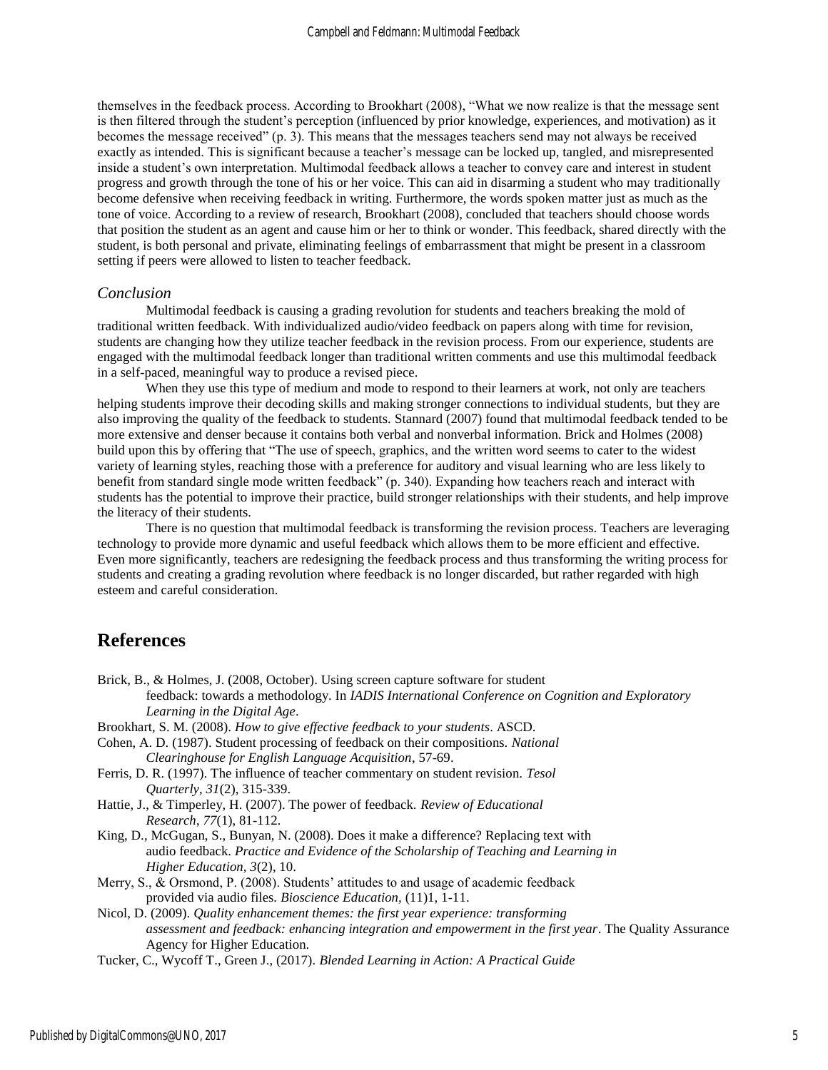themselves in the feedback process. According to Brookhart (2008), "What we now realize is that the message sent is then filtered through the student's perception (influenced by prior knowledge, experiences, and motivation) as it becomes the message received" (p. 3). This means that the messages teachers send may not always be received exactly as intended. This is significant because a teacher's message can be locked up, tangled, and misrepresented inside a student's own interpretation. Multimodal feedback allows a teacher to convey care and interest in student progress and growth through the tone of his or her voice. This can aid in disarming a student who may traditionally become defensive when receiving feedback in writing. Furthermore, the words spoken matter just as much as the tone of voice. According to a review of research, Brookhart (2008), concluded that teachers should choose words that position the student as an agent and cause him or her to think or wonder. This feedback, shared directly with the student, is both personal and private, eliminating feelings of embarrassment that might be present in a classroom setting if peers were allowed to listen to teacher feedback.

### *Conclusion*

Multimodal feedback is causing a grading revolution for students and teachers breaking the mold of traditional written feedback. With individualized audio/video feedback on papers along with time for revision, students are changing how they utilize teacher feedback in the revision process. From our experience, students are engaged with the multimodal feedback longer than traditional written comments and use this multimodal feedback in a self-paced, meaningful way to produce a revised piece.

When they use this type of medium and mode to respond to their learners at work, not only are teachers helping students improve their decoding skills and making stronger connections to individual students, but they are also improving the quality of the feedback to students. Stannard (2007) found that multimodal feedback tended to be more extensive and denser because it contains both verbal and nonverbal information. Brick and Holmes (2008) build upon this by offering that "The use of speech, graphics, and the written word seems to cater to the widest variety of learning styles, reaching those with a preference for auditory and visual learning who are less likely to benefit from standard single mode written feedback" (p. 340). Expanding how teachers reach and interact with students has the potential to improve their practice, build stronger relationships with their students, and help improve the literacy of their students.

There is no question that multimodal feedback is transforming the revision process. Teachers are leveraging technology to provide more dynamic and useful feedback which allows them to be more efficient and effective. Even more significantly, teachers are redesigning the feedback process and thus transforming the writing process for students and creating a grading revolution where feedback is no longer discarded, but rather regarded with high esteem and careful consideration.

## References

Brick, B., & Holmes, J. (2008, October). Using screen capture software for student feedback: towards a methodology. In *IADIS International Conference on Cognition and Exploratory Learning in the Digital Age*.

Brookhart, S. M. (2008). *How to give effective feedback to your students*. ASCD.

Cohen, A. D. (1987). Student processing of feedback on their compositions. *National Clearinghouse for English Language Acquisition*, 57-69.

Ferris, D. R. (1997). The influence of teacher commentary on student revision. *Tesol Quarterly, 31*(2), 315-339.

Hattie, J., & Timperley, H. (2007). The power of feedback. *Review of Educational Research*, *77*(1), 81-112.

King, D., McGugan, S., Bunyan, N. (2008). Does it make a difference? Replacing text with audio feedback. *Practice and Evidence of the Scholarship of Teaching and Learning in Higher Education, 3*(2), 10.

Merry, S., & Orsmond, P. (2008). Students' attitudes to and usage of academic feedback provided via audio files. *Bioscience Education,* (11)1, 1-11.

Nicol, D. (2009). *Quality enhancement themes: the first year experience: transforming assessment and feedback: enhancing integration and empowerment in the first year*. The Quality Assurance Agency for Higher Education.

Tucker, C., Wycoff T., Green J., (2017). *Blended Learning in Action: A Practical Guide*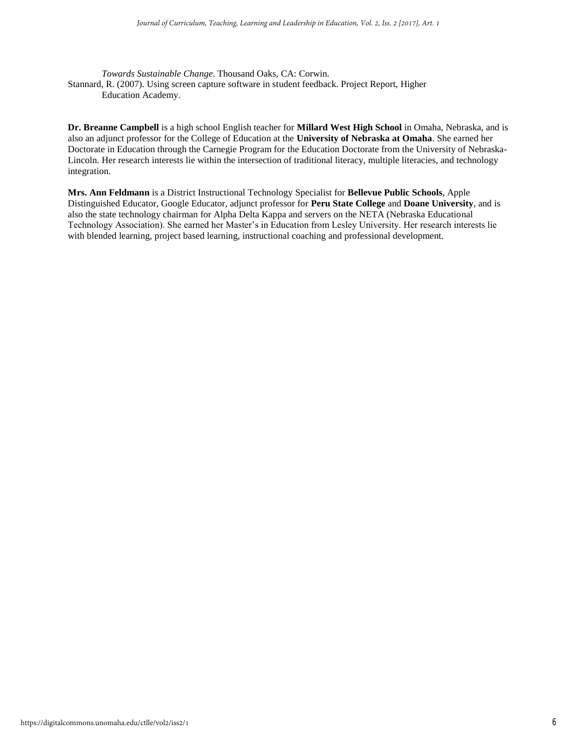*Towards Sustainable Change*. Thousand Oaks, CA: Corwin.

Stannard, R. (2007). Using screen capture software in student feedback. Project Report, Higher Education Academy.

**Dr. Breanne Campbell** is a high school English teacher for **Millard West High School** in Omaha, Nebraska, and is also an adjunct professor for the College of Education at the **University of Nebraska at Omaha**. She earned her Doctorate in Education through the Carnegie Program for the Education Doctorate from the University of Nebraska-Lincoln. Her research interests lie within the intersection of traditional literacy, multiple literacies, and technology integration.

**Mrs. Ann Feldmann** is a District Instructional Technology Specialist for **Bellevue Public Schools**, Apple Distinguished Educator, Google Educator, adjunct professor for **Peru State College** and **Doane University**, and is also the state technology chairman for Alpha Delta Kappa and servers on the NETA (Nebraska Educational Technology Association). She earned her Master's in Education from Lesley University. Her research interests lie with blended learning, project based learning, instructional coaching and professional development.